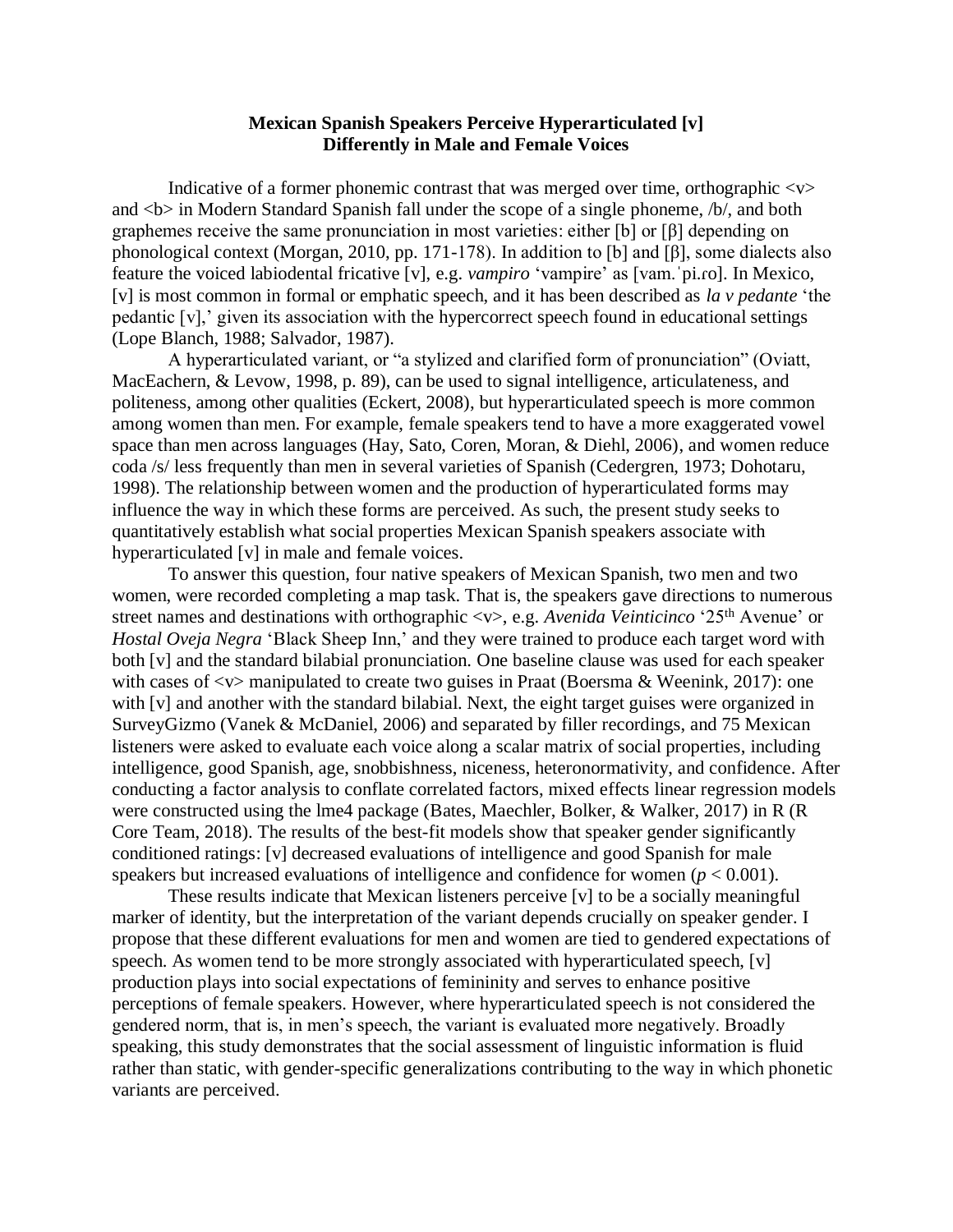# Mexican Spanish Speakers Perceive Hyperarticulated [v] Differently in Male and Female Voices

Indicative of a former phonemic contrast that was merged over time, orthographic <v> and <b> in Modern Standard Spanish fall under the scope of a single phoneme, /b/, and both graphemes receive the same pronunciation in most varieties: either [b] or [β] depending on phonological context (Morgan, 2010, pp. 171-178). In addition to [b] and [β], some dialects also feature the voiced labiodental fricative [v], e.g. *vampiro* 'vampire' as [vam.ˈpi.ɾo]. In Mexico, [v] is most common in formal or emphatic speech, and it has been described as *la v pedante* 'the pedantic [v],' given its association with the hypercorrect speech found in educational settings (Lope Blanch, 1988; Salvador, 1987).

A hyperarticulated variant, or "a stylized and clarified form of pronunciation" (Oviatt, MacEachern, & Levow, 1998, p. 89), can be used to signal intelligence, articulateness, and politeness, among other qualities (Eckert, 2008), but hyperarticulated speech is more common among women than men. For example, female speakers tend to have a more exaggerated vowel space than men across languages (Hay, Sato, Coren, Moran, & Diehl, 2006), and women reduce coda /s/ less frequently than men in several varieties of Spanish (Cedergren, 1973; Dohotaru, 1998). The relationship between women and the production of hyperarticulated forms may influence the way in which these forms are perceived. As such, the present study seeks to quantitatively establish what social properties Mexican Spanish speakers associate with hyperarticulated [v] in male and female voices.

To answer this question, four native speakers of Mexican Spanish, two men and two women, were recorded completing a map task. That is, the speakers gave directions to numerous street names and destinations with orthographic <v>, e.g. *Avenida Veinticinco* '25th Avenue' or *Hostal Oveja Negra* 'Black Sheep Inn,' and they were trained to produce each target word with both [v] and the standard bilabial pronunciation. One baseline clause was used for each speaker with cases of <v> manipulated to create two guises in Praat (Boersma & Weenink, 2017): one with [v] and another with the standard bilabial. Next, the eight target guises were organized in SurveyGizmo (Vanek & McDaniel, 2006) and separated by filler recordings, and 75 Mexican listeners were asked to evaluate each voice along a scalar matrix of social properties, including intelligence, good Spanish, age, snobbishness, niceness, heteronormativity, and confidence. After conducting a factor analysis to conflate correlated factors, mixed effects linear regression models were constructed using the lme4 package (Bates, Maechler, Bolker, & Walker, 2017) in R (R Core Team, 2018). The results of the best-fit models show that speaker gender significantly conditioned ratings: [v] decreased evaluations of intelligence and good Spanish for male speakers but increased evaluations of intelligence and confidence for women ($p < 0.001$).

These results indicate that Mexican listeners perceive [v] to be a socially meaningful marker of identity, but the interpretation of the variant depends crucially on speaker gender. I propose that these different evaluations for men and women are tied to gendered expectations of speech. As women tend to be more strongly associated with hyperarticulated speech, [v] production plays into social expectations of femininity and serves to enhance positive perceptions of female speakers. However, where hyperarticulated speech is not considered the gendered norm, that is, in men's speech, the variant is evaluated more negatively. Broadly speaking, this study demonstrates that the social assessment of linguistic information is fluid rather than static, with gender-specific generalizations contributing to the way in which phonetic variants are perceived.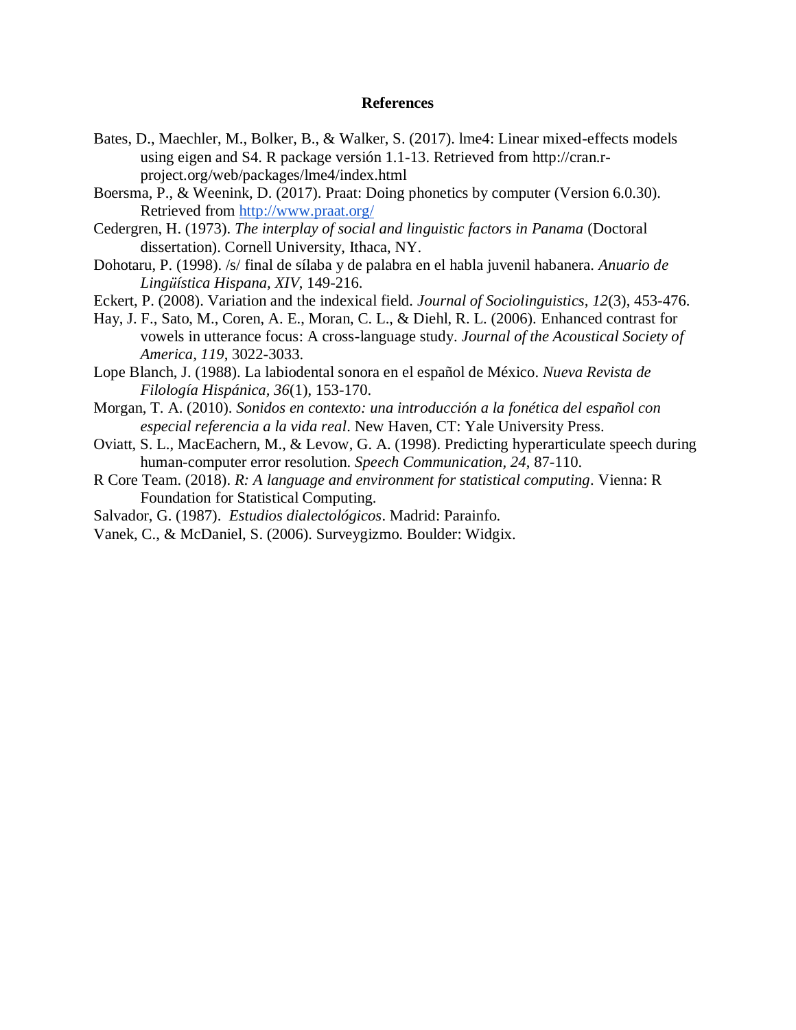## References

Bates, D., Maechler, M., Bolker, B., & Walker, S. (2017). lme4: Linear mixed-effects models using eigen and S4. R package versión 1.1-13. Retrieved from http://cran.r-project.org/web/packages/lme4/index.html

Boersma, P., & Weenink, D. (2017). Praat: Doing phonetics by computer (Version 6.0.30). Retrieved from [http://www.praat.org/](http://www.praat.org/)

Cedergren, H. (1973). *The interplay of social and linguistic factors in Panama* (Doctoral dissertation). Cornell University, Ithaca, NY.

Dohotaru, P. (1998). /s/ final de sílaba y de palabra en el habla juvenil habanera. *Anuario de Lingüística Hispana, XIV*, 149-216.

Eckert, P. (2008). Variation and the indexical field. *Journal of Sociolinguistics, 12*(3), 453-476.

Hay, J. F., Sato, M., Coren, A. E., Moran, C. L., & Diehl, R. L. (2006). Enhanced contrast for vowels in utterance focus: A cross-language study. *Journal of the Acoustical Society of America, 119*, 3022-3033.

Lope Blanch, J. (1988). La labiodental sonora en el español de México. *Nueva Revista de Filología Hispánica, 36*(1), 153-170.

Morgan, T. A. (2010). *Sonidos en contexto: una introducción a la fonética del español con especial referencia a la vida real*. New Haven, CT: Yale University Press.

Oviatt, S. L., MacEachern, M., & Levow, G. A. (1998). Predicting hyperarticulate speech during human-computer error resolution. *Speech Communication, 24*, 87-110.

R Core Team. (2018). *R: A language and environment for statistical computing*. Vienna: R Foundation for Statistical Computing.

Salvador, G. (1987). *Estudios dialectológicos*. Madrid: Parainfo.

Vanek, C., & McDaniel, S. (2006). Surveygizmo. Boulder: Widgix.